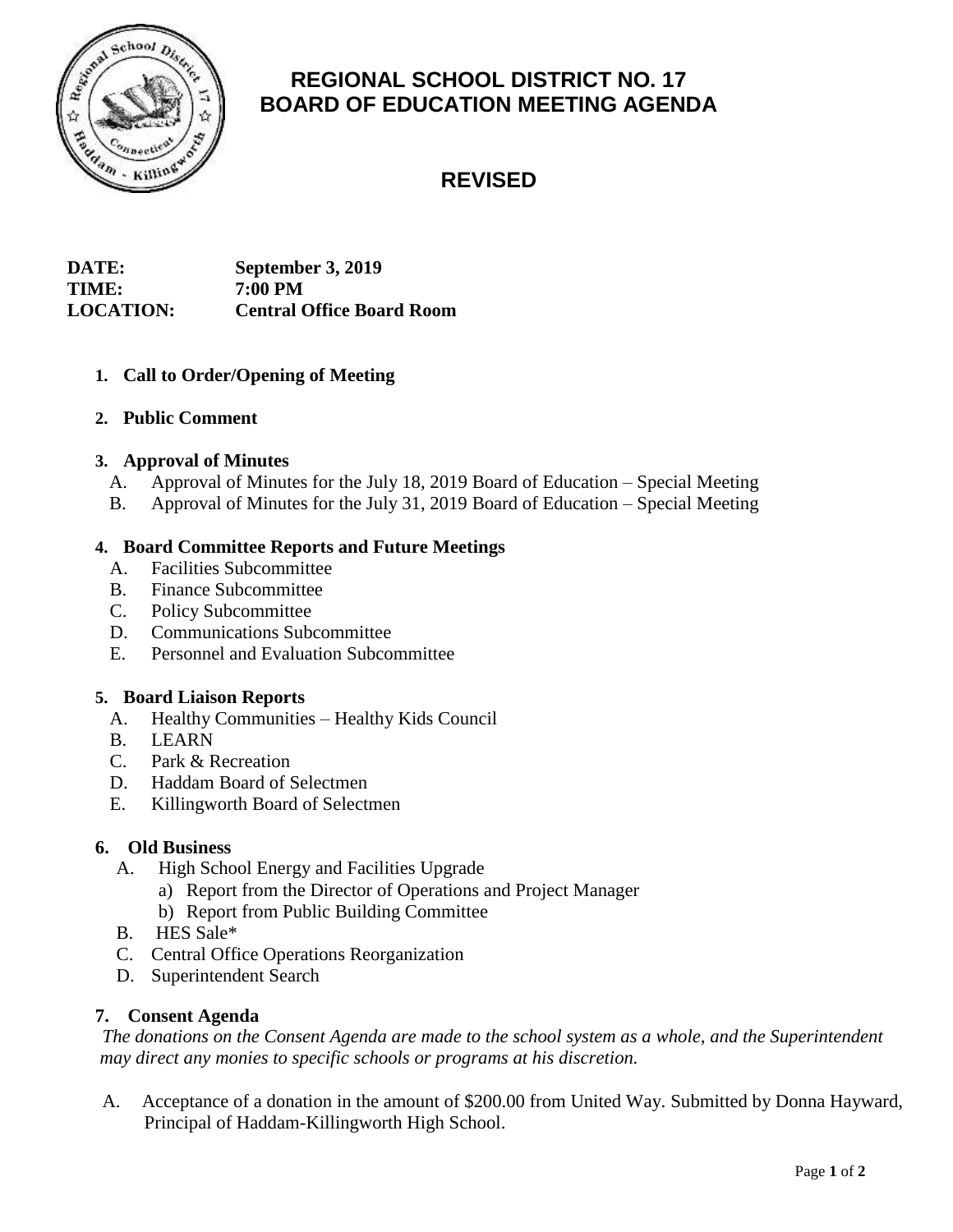# REGIONAL SCHOOL DISTRICT NO. 17
# BOARD OF EDUCATION MEETING AGENDA

## REVISED

**DATE:** September 3, 2019
**TIME:** 7:00 PM
**LOCATION:** Central Office Board Room

1. **Call to Order/Opening of Meeting**

2. **Public Comment**

3. **Approval of Minutes**
   A. Approval of Minutes for the July 18, 2019 Board of Education – Special Meeting
   B. Approval of Minutes for the July 31, 2019 Board of Education – Special Meeting

4. **Board Committee Reports and Future Meetings**
   A. Facilities Subcommittee
   B. Finance Subcommittee
   C. Policy Subcommittee
   D. Communications Subcommittee
   E. Personnel and Evaluation Subcommittee

5. **Board Liaison Reports**
   A. Healthy Communities – Healthy Kids Council
   B. LEARN
   C. Park & Recreation
   D. Haddam Board of Selectmen
   E. Killingworth Board of Selectmen

6. **Old Business**
   A. High School Energy and Facilities Upgrade
      a) Report from the Director of Operations and Project Manager
      b) Report from Public Building Committee
   B. HES Sale*
   C. Central Office Operations Reorganization
   D. Superintendent Search

7. **Consent Agenda**

*The donations on the Consent Agenda are made to the school system as a whole, and the Superintendent may direct any monies to specific schools or programs at his discretion.*

A. Acceptance of a donation in the amount of $200.00 from United Way. Submitted by Donna Hayward, Principal of Haddam-Killingworth High School.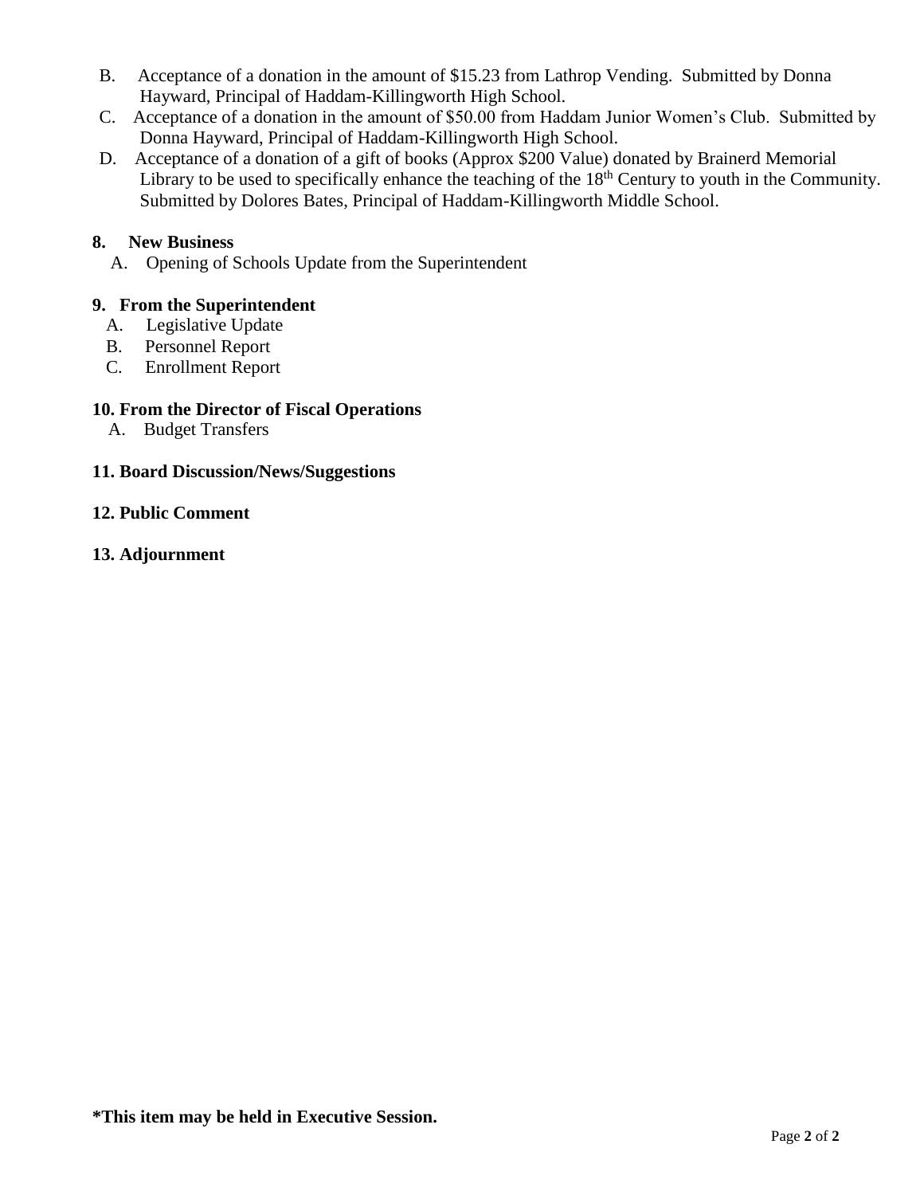B. Acceptance of a donation in the amount of $15.23 from Lathrop Vending. Submitted by Donna Hayward, Principal of Haddam-Killingworth High School.

C. Acceptance of a donation in the amount of $50.00 from Haddam Junior Women's Club. Submitted by Donna Hayward, Principal of Haddam-Killingworth High School.

D. Acceptance of a donation of a gift of books (Approx $200 Value) donated by Brainerd Memorial Library to be used to specifically enhance the teaching of the 18th Century to youth in the Community. Submitted by Dolores Bates, Principal of Haddam-Killingworth Middle School.

**8. New Business**

A. Opening of Schools Update from the Superintendent

**9. From the Superintendent**

A. Legislative Update

B. Personnel Report

C. Enrollment Report

**10. From the Director of Fiscal Operations**

A. Budget Transfers

**11. Board Discussion/News/Suggestions**

**12. Public Comment**

**13. Adjournment**

**\*This item may be held in Executive Session.**